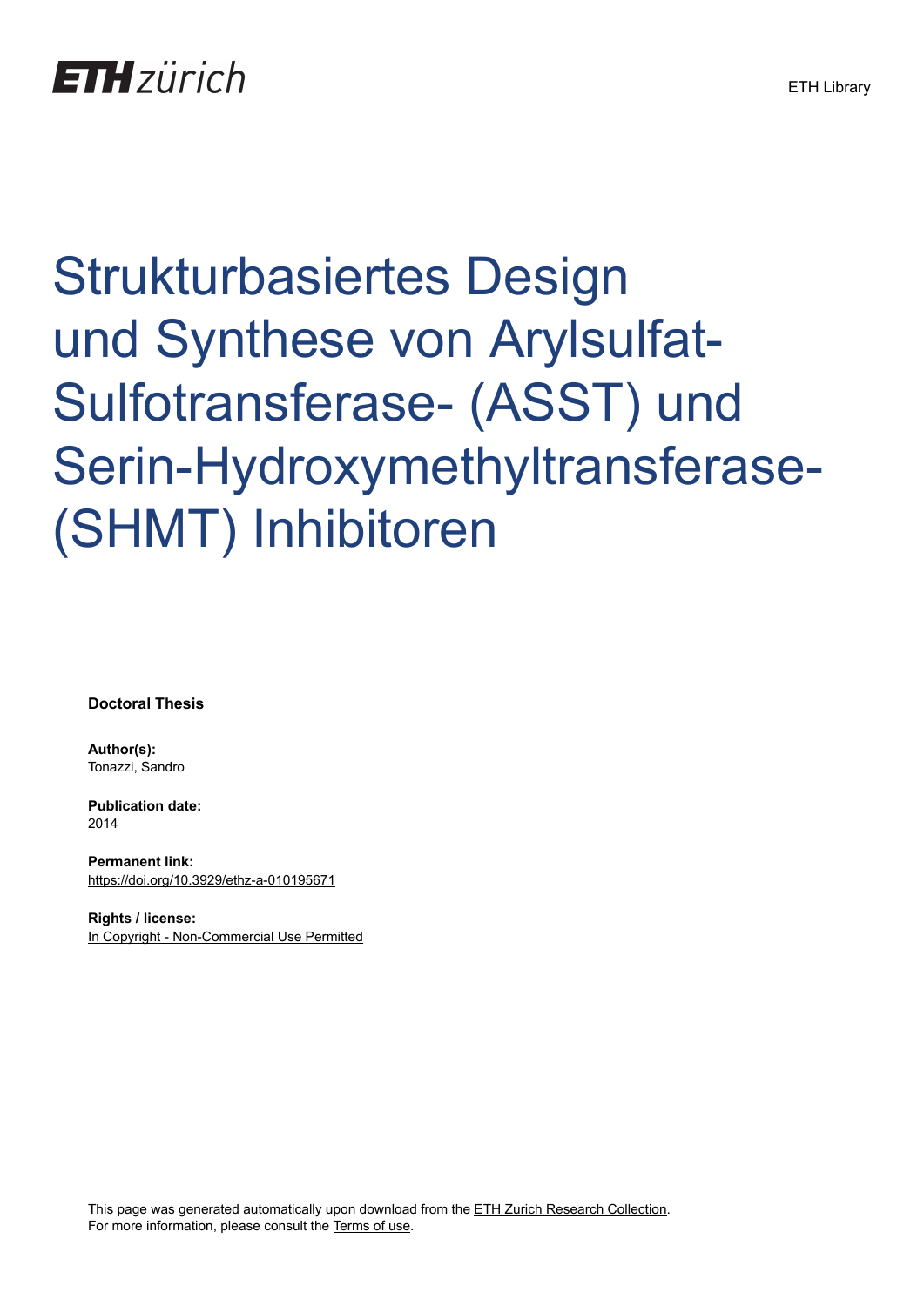ETH zürich

ETH Library

# Strukturbasiertes Design und Synthese von Arylsulfat-Sulfotransferase- (ASST) und Serin-Hydroxymethyltransferase- (SHMT) Inhibitoren

**Doctoral Thesis**

**Author(s):**
Tonazzi, Sandro

**Publication date:**
2014

**Permanent link:**
https://doi.org/10.3929/ethz-a-010195671

**Rights / license:**
In Copyright - Non-Commercial Use Permitted

This page was generated automatically upon download from the ETH Zurich Research Collection.
For more information, please consult the Terms of use.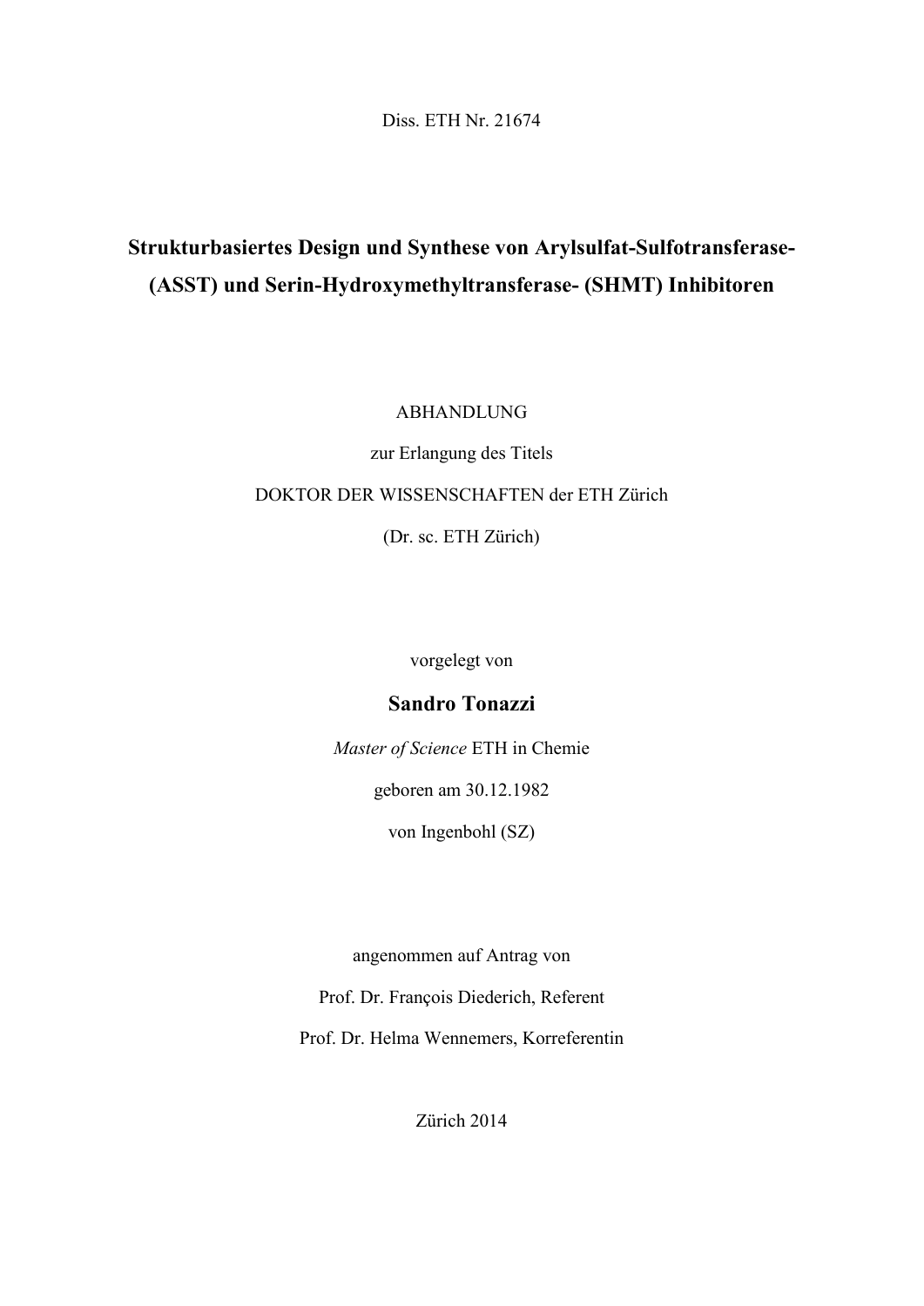Diss. ETH Nr. 21674

# Strukturbasiertes Design und Synthese von Arylsulfat-Sulfotransferase- (ASST) und Serin-Hydroxymethyltransferase- (SHMT) Inhibitoren

ABHANDLUNG

zur Erlangung des Titels

DOKTOR DER WISSENSCHAFTEN der ETH Zürich

(Dr. sc. ETH Zürich)

vorgelegt von

**Sandro Tonazzi**

*Master of Science* ETH in Chemie

geboren am 30.12.1982

von Ingenbohl (SZ)

angenommen auf Antrag von

Prof. Dr. François Diederich, Referent

Prof. Dr. Helma Wennemers, Korreferentin

Zürich 2014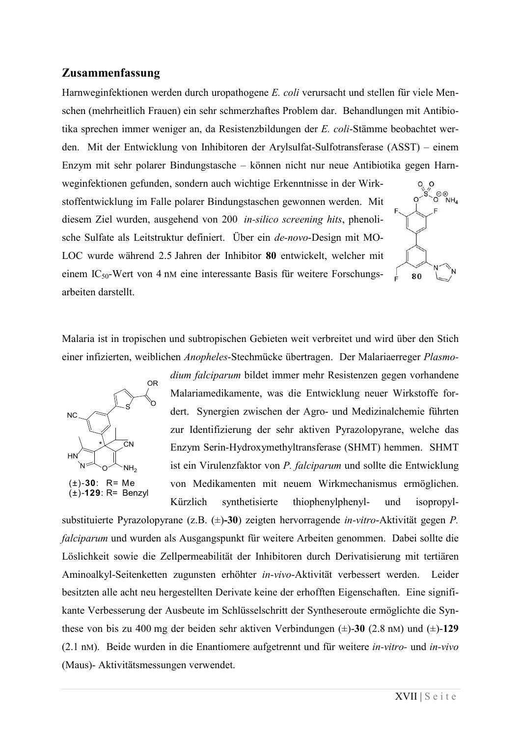## Zusammenfassung

Harnweginfektionen werden durch uropathogene *E. coli* verursacht und stellen für viele Menschen (mehrheitlich Frauen) ein sehr schmerzhaftes Problem dar. Behandlungen mit Antibiotika sprechen immer weniger an, da Resistenzbildungen der *E. coli*-Stämme beobachtet werden. Mit der Entwicklung von Inhibitoren der Arylsulfat-Sulfotransferase (ASST) – einem Enzym mit sehr polarer Bindungstasche – können nicht nur neue Antibiotika gegen Harnweginfektionen gefunden, sondern auch wichtige Erkenntnisse in der Wirkstoffentwicklung im Falle polarer Bindungstaschen gewonnen werden. Mit diesem Ziel wurden, ausgehend von 200 *in-silico screening hits*, phenolische Sulfate als Leitstruktur definiert. Über ein *de-novo*-Design mit MOLOC wurde während 2.5 Jahren der Inhibitor **80** entwickelt, welcher mit einem $IC_{50}$-Wert von 4 nM eine interessante Basis für weitere Forschungsarbeiten darstellt.

Malaria ist in tropischen und subtropischen Gebieten weit verbreitet und wird über den Stich einer infizierten, weiblichen *Anopheles*-Stechmücke übertragen. Der Malariaerreger *Plasmodium falciparum* bildet immer mehr Resistenzen gegen vorhandene Malariamedikamente, was die Entwicklung neuer Wirkstoffe fordert. Synergien zwischen der Agro- und Medizinalchemie führten zur Identifizierung der sehr aktiven Pyrazolopyrane, welche das Enzym Serin-Hydroxymethyltransferase (SHMT) hemmen. SHMT ist ein Virulenzfaktor von *P. falciparum* und sollte die Entwicklung von Medikamenten mit neuem Wirkmechanismus ermöglichen. Kürzlich synthetisierte thiophenylphenyl- und isopropyl-substituierte Pyrazolopyrane (z.B. (±)-**30**) zeigten hervorragende *in-vitro*-Aktivität gegen *P. falciparum* und wurden als Ausgangspunkt für weitere Arbeiten genommen. Dabei sollte die Löslichkeit sowie die Zellpermeabilität der Inhibitoren durch Derivatisierung mit tertiären Aminoalkyl-Seitenketten zugunsten erhöhter *in-vivo*-Aktivität verbessert werden. Leider besitzten alle acht neu hergestellten Derivate keine der erhofften Eigenschaften. Eine signifikante Verbesserung der Ausbeute im Schlüsselschritt der Syntheseroute ermöglichte die Synthese von bis zu 400 mg der beiden sehr aktiven Verbindungen (±)-**30** (2.8 nM) und (±)-**129** (2.1 nM). Beide wurden in die Enantiomere aufgetrennt und für weitere *in-vitro*- und *in-vivo* (Maus)- Aktivitätsmessungen verwendet.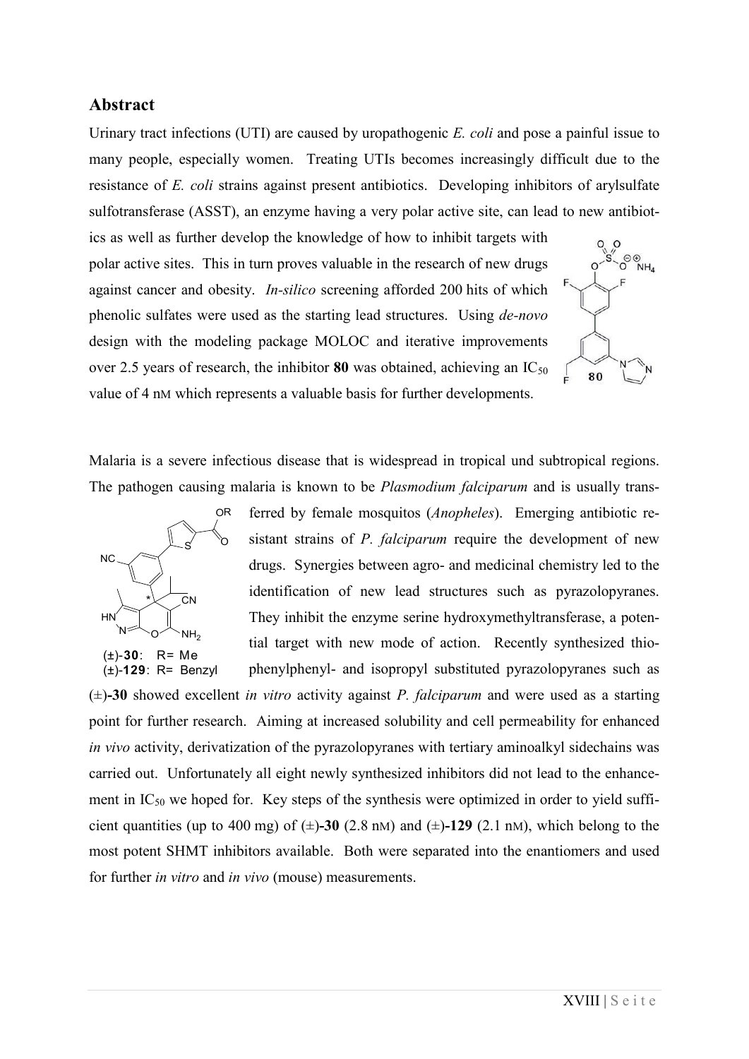## Abstract

Urinary tract infections (UTI) are caused by uropathogenic *E. coli* and pose a painful issue to many people, especially women. Treating UTIs becomes increasingly difficult due to the resistance of *E. coli* strains against present antibiotics. Developing inhibitors of arylsulfate sulfotransferase (ASST), an enzyme having a very polar active site, can lead to new antibiotics as well as further develop the knowledge of how to inhibit targets with polar active sites. This in turn proves valuable in the research of new drugs against cancer and obesity. *In-silico* screening afforded 200 hits of which phenolic sulfates were used as the starting lead structures. Using *de-novo* design with the modeling package MOLOC and iterative improvements over 2.5 years of research, the inhibitor **80** was obtained, achieving an $IC_{50}$ value of 4 nM which represents a valuable basis for further developments.

Malaria is a severe infectious disease that is widespread in tropical und subtropical regions. The pathogen causing malaria is known to be *Plasmodium falciparum* and is usually transferred by female mosquitos (*Anopheles*). Emerging antibiotic resistant strains of *P. falciparum* require the development of new drugs. Synergies between agro- and medicinal chemistry led to the identification of new lead structures such as pyrazolopyranes. They inhibit the enzyme serine hydroxymethyltransferase, a potential target with new mode of action. Recently synthesized thiophenylphenyl- and isopropyl substituted pyrazolopyranes such as (±)-**30** showed excellent *in vitro* activity against *P. falciparum* and were used as a starting point for further research. Aiming at increased solubility and cell permeability for enhanced *in vivo* activity, derivatization of the pyrazolopyranes with tertiary aminoalkyl sidechains was carried out. Unfortunately all eight newly synthesized inhibitors did not lead to the enhancement in $IC_{50}$ we hoped for. Key steps of the synthesis were optimized in order to yield sufficient quantities (up to 400 mg) of (±)-**30** (2.8 nM) and (±)-**129** (2.1 nM), which belong to the most potent SHMT inhibitors available. Both were separated into the enantiomers and used for further *in vitro* and *in vivo* (mouse) measurements.

(±)-**30**: R= Me
(±)-**129**: R= Benzyl